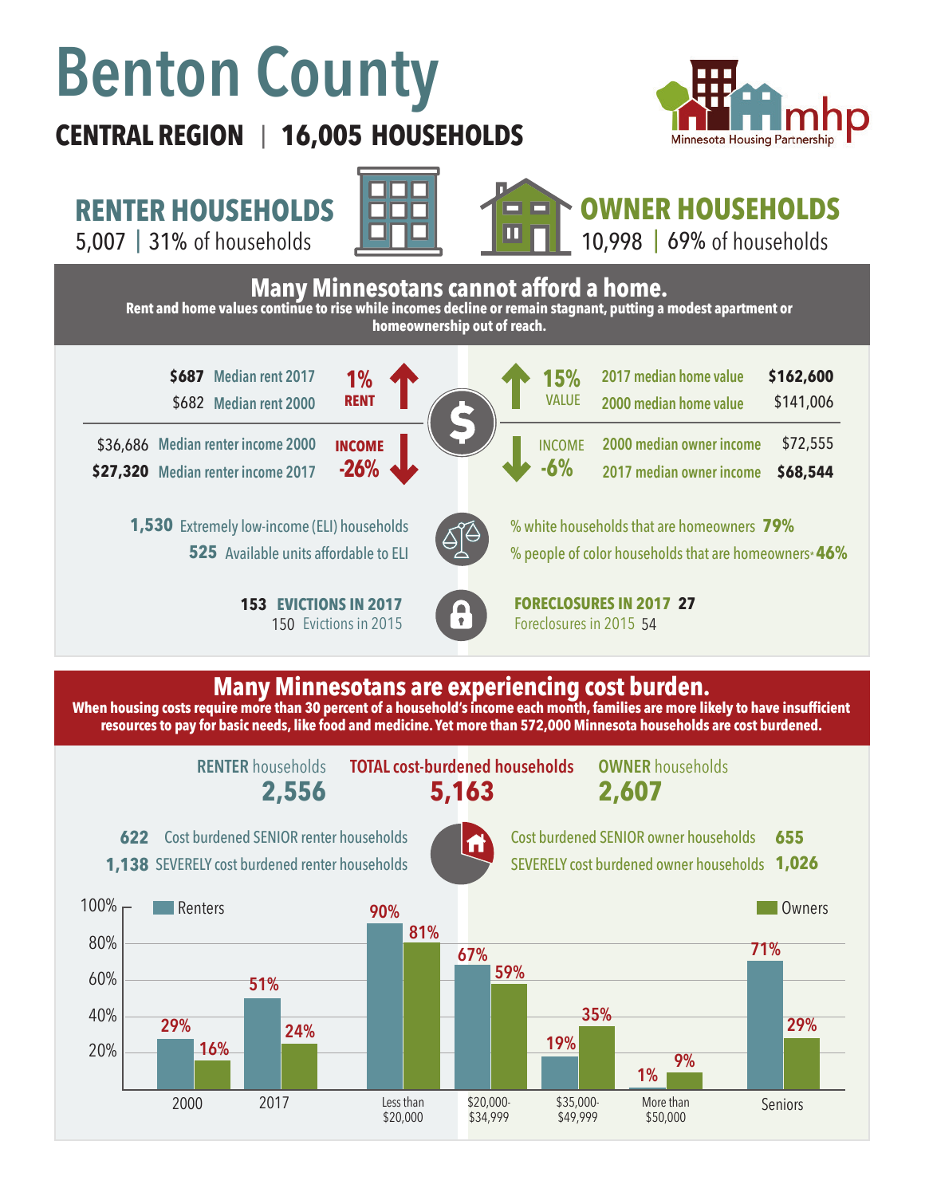# Benton County

**CENTRAL REGION | 16,005 HOUSEHOLDS**

Minnesota Housing Partnership (mhp)

## RENTER HOUSEHOLDS

5,007 | 31% of households

## OWNER HOUSEHOLDS

10,998 | 69% of households

## Many Minnesotans cannot afford a home.

**Rent and home values continue to rise while incomes decline or remain stagnant, putting a modest apartment or homeownership out of reach.**

| Renters | | Change |
|---|---|---|
| **$687** | Median rent 2017 | **1% RENT** ↑ |
| $682 | Median rent 2000 | |
| $36,686 | Median renter income 2000 | **INCOME -26%** ↓ |
| **$27,320** | Median renter income 2017 | |

| Change | Owners | |
|---|---|---|
| ↑ **15% VALUE** | 2017 median home value | **$162,600** |
| | 2000 median home value | $141,006 |
| ↓ **INCOME -6%** | 2000 median owner income | $72,555 |
| | 2017 median owner income | **$68,544** |

**1,530** Extremely low-income (ELI) households

**525** Available units affordable to ELI

% white households that are homeowners **79%**

% people of color households that are homeowners* **46%**

**153 EVICTIONS IN 2017**

150 Evictions in 2015

**FORECLOSURES IN 2017 27**

Foreclosures in 2015 54

## Many Minnesotans are experiencing cost burden.

**When housing costs require more than 30 percent of a household's income each month, families are more likely to have insufficient resources to pay for basic needs, like food and medicine. Yet more than 572,000 Minnesota households are cost burdened.**

| RENTER households | TOTAL cost-burdened households | OWNER households |
|---|---|---|
| **2,556** | **5,163** | **2,607** |

**622** Cost burdened SENIOR renter households

**1,138** SEVERELY cost burdened renter households

Cost burdened SENIOR owner households **655**

SEVERELY cost burdened owner households **1,026**

| | Renters | Owners |
|---|---|---|
| 2000 | 29% | 16% |
| 2017 | 51% | 24% |
| Less than $20,000 | 90% | 81% |
| $20,000-$34,999 | 67% | 59% |
| $35,000-$49,999 | 19% | 35% |
| More than $50,000 | 1% | 9% |
| Seniors | 71% | 29% |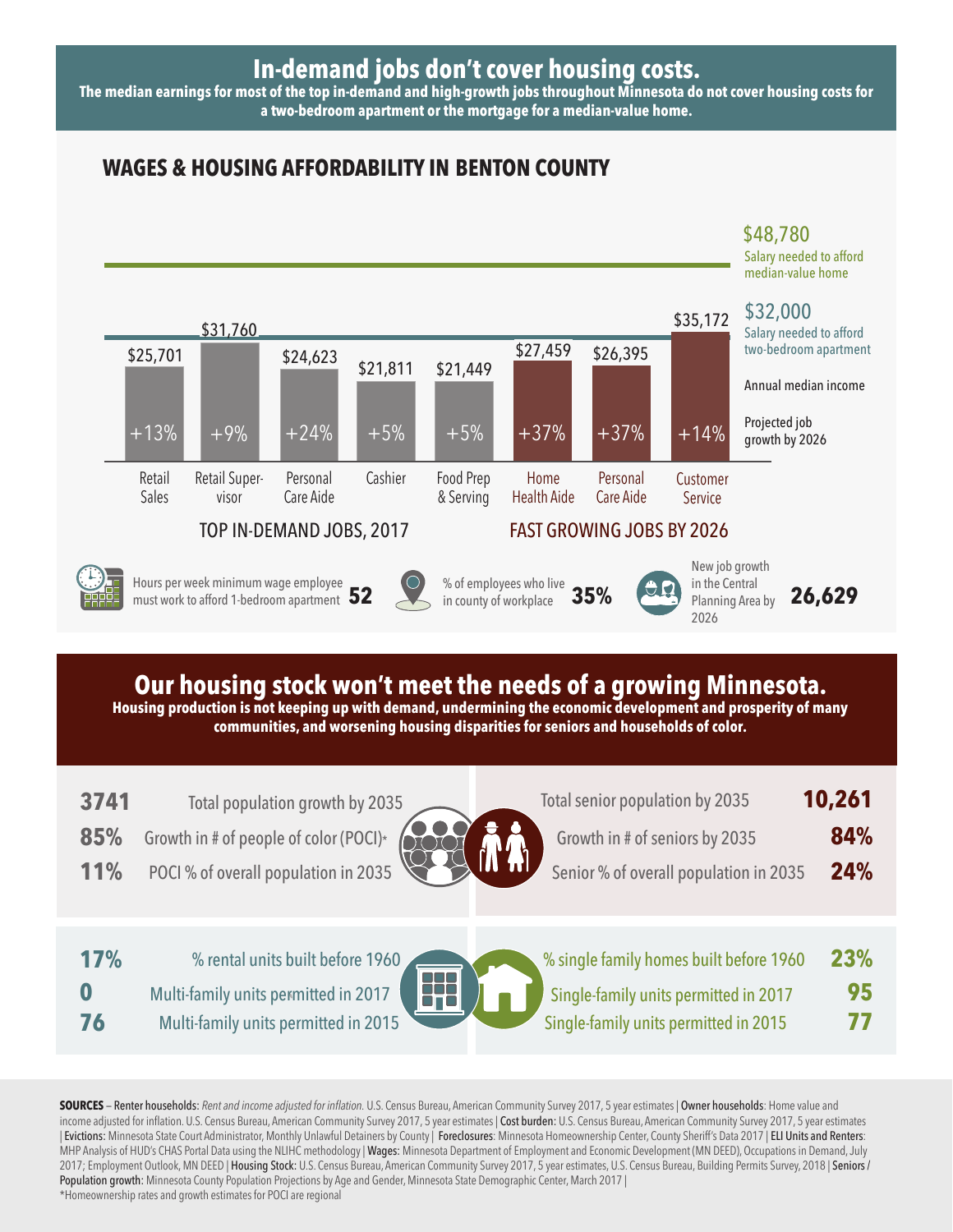# In-demand jobs don't cover housing costs.

**The median earnings for most of the top in-demand and high-growth jobs throughout Minnesota do not cover housing costs for a two-bedroom apartment or the mortgage for a median-value home.**

## WAGES & HOUSING AFFORDABILITY IN BENTON COUNTY

$48,780
Salary needed to afford median-value home

$32,000
Salary needed to afford two-bedroom apartment

Annual median income

Projected job growth by 2026

TOP IN-DEMAND JOBS, 2017

Retail Sales: $25,701, +13%
Retail Supervisor: $31,760, +9%
Personal Care Aide: $24,623, +24%
Cashier: $21,811, +5%
Food Prep & Serving: $21,449, +5%

FAST GROWING JOBS BY 2026

Home Health Aide: $27,459, +37%
Personal Care Aide: $26,395, +37%
Customer Service: $35,172, +14%

Hours per week minimum wage employee must work to afford 1-bedroom apartment **52**

% of employees who live in county of workplace **35%**

New job growth in the Central Planning Area by 2026 **26,629**

# Our housing stock won't meet the needs of a growing Minnesota.

**Housing production is not keeping up with demand, undermining the economic development and prosperity of many communities, and worsening housing disparities for seniors and households of color.**

**3741** Total population growth by 2035

**85%** Growth in # of people of color (POCI)*

**11%** POCI % of overall population in 2035

Total senior population by 2035 **10,261**

Growth in # of seniors by 2035 **84%**

Senior % of overall population in 2035 **24%**

**17%** % rental units built before 1960

**0** Multi-family units permitted in 2017

**76** Multi-family units permitted in 2015

% single family homes built before 1960 **23%**

Single-family units permitted in 2017 **95**

Single-family units permitted in 2015 **77**

**SOURCES** – **Renter households**: *Rent and income adjusted for inflation.* U.S. Census Bureau, American Community Survey 2017, 5 year estimates | **Owner households**: Home value and income adjusted for inflation. U.S. Census Bureau, American Community Survey 2017, 5 year estimates | **Cost burden**: U.S. Census Bureau, American Community Survey 2017, 5 year estimates | **Evictions**: Minnesota State Court Administrator, Monthly Unlawful Detainers by County | **Foreclosures**: Minnesota Homeownership Center, County Sheriff's Data 2017 | **ELI Units and Renters**: MHP Analysis of HUD's CHAS Portal Data using the NLIHC methodology | **Wages**: Minnesota Department of Employment and Economic Development (MN DEED), Occupations in Demand, July 2017; Employment Outlook, MN DEED | **Housing Stock**: U.S. Census Bureau, American Community Survey 2017, 5 year estimates, U.S. Census Bureau, Building Permits Survey, 2018 | **Seniors / Population growth**: Minnesota County Population Projections by Age and Gender, Minnesota State Demographic Center, March 2017 |
*Homeownership rates and growth estimates for POCI are regional